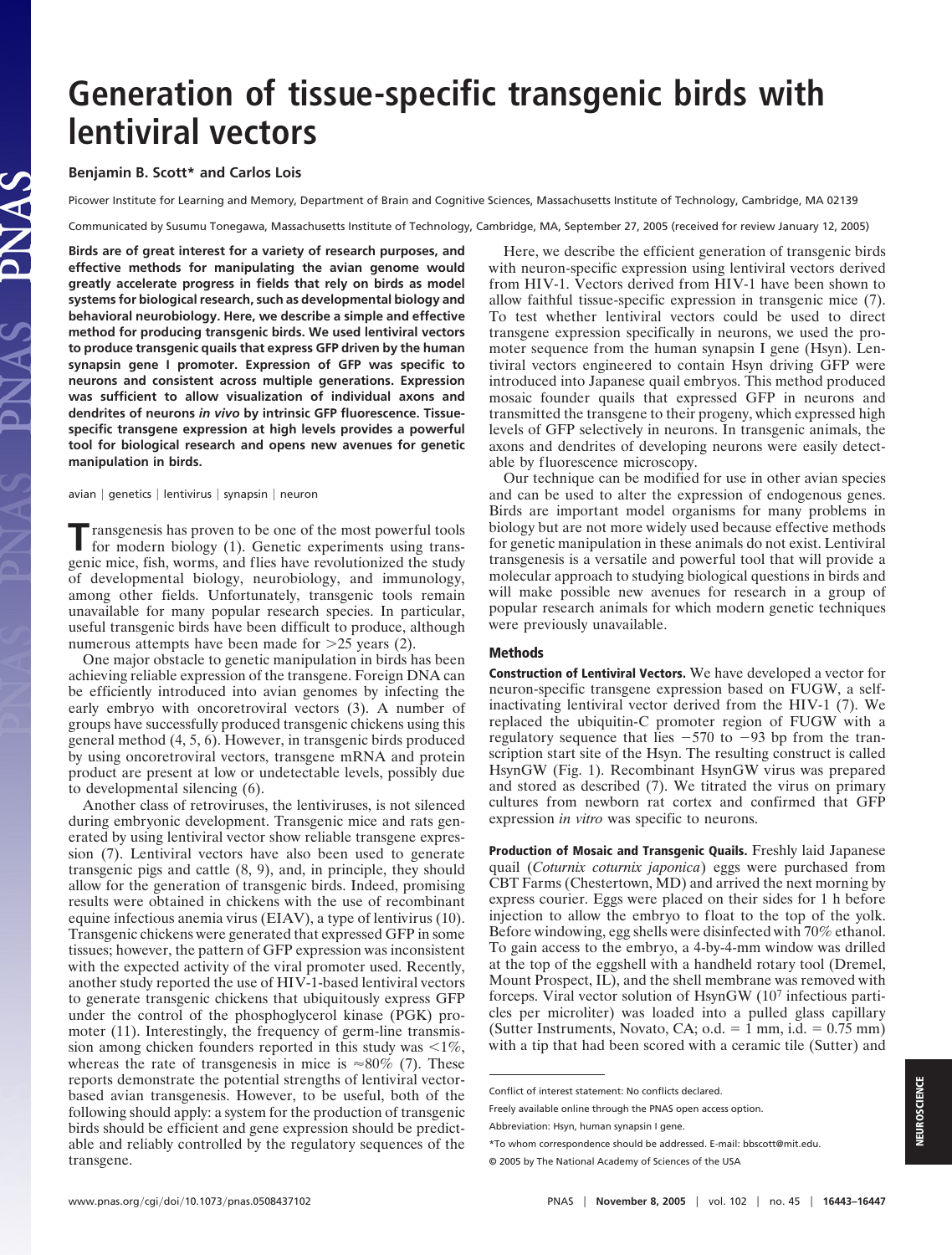# Generation of tissue-specific transgenic birds with lentiviral vectors

**Benjamin B. Scott* and Carlos Lois**

Picower Institute for Learning and Memory, Department of Brain and Cognitive Sciences, Massachusetts Institute of Technology, Cambridge, MA 02139

Communicated by Susumu Tonegawa, Massachusetts Institute of Technology, Cambridge, MA, September 27, 2005 (received for review January 12, 2005)

**Birds are of great interest for a variety of research purposes, and effective methods for manipulating the avian genome would greatly accelerate progress in fields that rely on birds as model systems for biological research, such as developmental biology and behavioral neurobiology. Here, we describe a simple and effective method for producing transgenic birds. We used lentiviral vectors to produce transgenic quails that express GFP driven by the human synapsin gene I promoter. Expression of GFP was specific to neurons and consistent across multiple generations. Expression was sufficient to allow visualization of individual axons and dendrites of neurons *in vivo* by intrinsic GFP fluorescence. Tissue-specific transgene expression at high levels provides a powerful tool for biological research and opens new avenues for genetic manipulation in birds.**

avian | genetics | lentivirus | synapsin | neuron

Transgenesis has proven to be one of the most powerful tools for modern biology (1). Genetic experiments using transgenic mice, fish, worms, and flies have revolutionized the study of developmental biology, neurobiology, and immunology, among other fields. Unfortunately, transgenic tools remain unavailable for many popular research species. In particular, useful transgenic birds have been difficult to produce, although numerous attempts have been made for >25 years (2).

One major obstacle to genetic manipulation in birds has been achieving reliable expression of the transgene. Foreign DNA can be efficiently introduced into avian genomes by infecting the early embryo with oncoretroviral vectors (3). A number of groups have successfully produced transgenic chickens using this general method (4, 5, 6). However, in transgenic birds produced by using oncoretroviral vectors, transgene mRNA and protein product are present at low or undetectable levels, possibly due to developmental silencing (6).

Another class of retroviruses, the lentiviruses, is not silenced during embryonic development. Transgenic mice and rats generated by using lentiviral vector show reliable transgene expression (7). Lentiviral vectors have also been used to generate transgenic pigs and cattle (8, 9), and, in principle, they should allow for the generation of transgenic birds. Indeed, promising results were obtained in chickens with the use of recombinant equine infectious anemia virus (EIAV), a type of lentivirus (10). Transgenic chickens were generated that expressed GFP in some tissues; however, the pattern of GFP expression was inconsistent with the expected activity of the viral promoter used. Recently, another study reported the use of HIV-1-based lentiviral vectors to generate transgenic chickens that ubiquitously express GFP under the control of the phosphoglycerol kinase (PGK) promoter (11). Interestingly, the frequency of germ-line transmission among chicken founders reported in this study was <1%, whereas the rate of transgenesis in mice is ≈80% (7). These reports demonstrate the potential strengths of lentiviral vector-based avian transgenesis. However, to be useful, both of the following should apply: a system for the production of transgenic birds should be efficient and gene expression should be predictable and reliably controlled by the regulatory sequences of the transgene.

Here, we describe the efficient generation of transgenic birds with neuron-specific expression using lentiviral vectors derived from HIV-1. Vectors derived from HIV-1 have been shown to allow faithful tissue-specific expression in transgenic mice (7). To test whether lentiviral vectors could be used to direct transgene expression specifically in neurons, we used the promoter sequence from the human synapsin I gene (Hsyn). Lentiviral vectors engineered to contain Hsyn driving GFP were introduced into Japanese quail embryos. This method produced mosaic founder quails that expressed GFP in neurons and transmitted the transgene to their progeny, which expressed high levels of GFP selectively in neurons. In transgenic animals, the axons and dendrites of developing neurons were easily detectable by fluorescence microscopy.

Our technique can be modified for use in other avian species and can be used to alter the expression of endogenous genes. Birds are important model organisms for many problems in biology but are not more widely used because effective methods for genetic manipulation in these animals do not exist. Lentiviral transgenesis is a versatile and powerful tool that will provide a molecular approach to studying biological questions in birds and will make possible new avenues for research in a group of popular research animals for which modern genetic techniques were previously unavailable.

## Methods

**Construction of Lentiviral Vectors.** We have developed a vector for neuron-specific transgene expression based on FUGW, a self-inactivating lentiviral vector derived from the HIV-1 (7). We replaced the ubiquitin-C promoter region of FUGW with a regulatory sequence that lies −570 to −93 bp from the transcription start site of the Hsyn. The resulting construct is called HsynGW (Fig. 1). Recombinant HsynGW virus was prepared and stored as described (7). We titrated the virus on primary cultures from newborn rat cortex and confirmed that GFP expression *in vitro* was specific to neurons.

**Production of Mosaic and Transgenic Quails.** Freshly laid Japanese quail (*Coturnix coturnix japonica*) eggs were purchased from CBT Farms (Chestertown, MD) and arrived the next morning by express courier. Eggs were placed on their sides for 1 h before injection to allow the embryo to float to the top of the yolk. Before windowing, egg shells were disinfected with 70% ethanol. To gain access to the embryo, a 4-by-4-mm window was drilled at the top of the eggshell with a handheld rotary tool (Dremel, Mount Prospect, IL), and the shell membrane was removed with forceps. Viral vector solution of HsynGW ($10^7$ infectious particles per microliter) was loaded into a pulled glass capillary (Sutter Instruments, Novato, CA; o.d. = 1 mm, i.d. = 0.75 mm) with a tip that had been scored with a ceramic tile (Sutter) and

Conflict of interest statement: No conflicts declared.

Freely available online through the PNAS open access option.

Abbreviation: Hsyn, human synapsin I gene.

*To whom correspondence should be addressed. E-mail: bbscott@mit.edu.

© 2005 by The National Academy of Sciences of the USA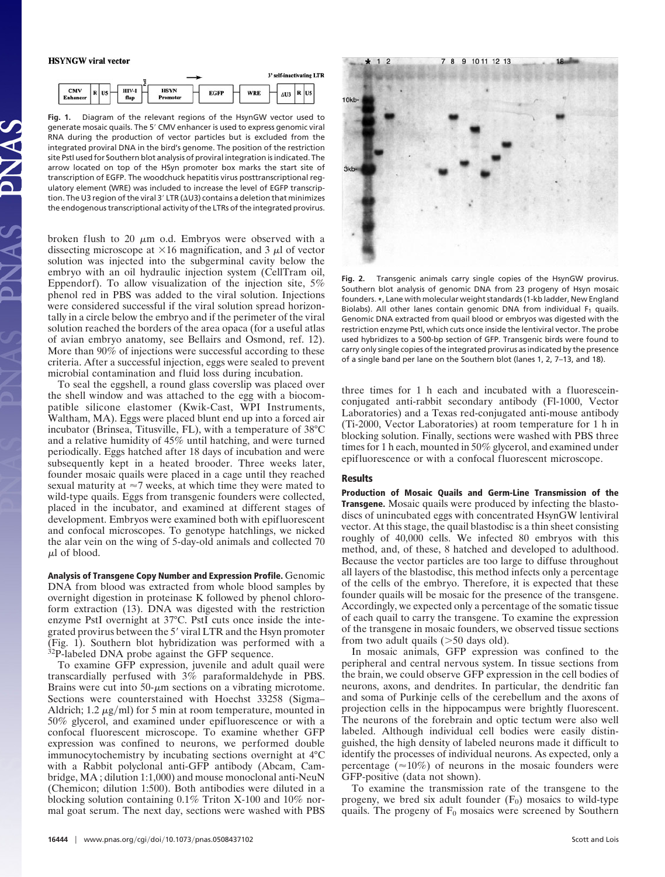**HSYNGW viral vector**

Fig. 1. Diagram of the relevant regions of the HsynGW vector used to generate mosaic quails. The 5′ CMV enhancer is used to express genomic viral RNA during the production of vector particles but is excluded from the integrated proviral DNA in the bird's genome. The position of the restriction site PstI used for Southern blot analysis of proviral integration is indicated. The arrow located on top of the HSyn promoter box marks the start site of transcription of EGFP. The woodchuck hepatitis virus posttranscriptional regulatory element (WRE) was included to increase the level of EGFP transcription. The U3 region of the viral 3′ LTR (ΔU3) contains a deletion that minimizes the endogenous transcriptional activity of the LTRs of the integrated provirus.

broken flush to 20 μm o.d. Embryos were observed with a dissecting microscope at ×16 magnification, and 3 μl of vector solution was injected into the subgerminal cavity below the embryo with an oil hydraulic injection system (CellTram oil, Eppendorf). To allow visualization of the injection site, 5% phenol red in PBS was added to the viral solution. Injections were considered successful if the viral solution spread horizontally in a circle below the embryo and if the perimeter of the viral solution reached the borders of the area opaca (for a useful atlas of avian embryo anatomy, see Bellairs and Osmond, ref. 12). More than 90% of injections were successful according to these criteria. After a successful injection, eggs were sealed to prevent microbial contamination and fluid loss during incubation.

To seal the eggshell, a round glass coverslip was placed over the shell window and was attached to the egg with a biocompatible silicone elastomer (Kwik-Cast, WPI Instruments, Waltham, MA). Eggs were placed blunt end up into a forced air incubator (Brinsea, Titusville, FL), with a temperature of 38°C and a relative humidity of 45% until hatching, and were turned periodically. Eggs hatched after 18 days of incubation and were subsequently kept in a heated brooder. Three weeks later, founder mosaic quails were placed in a cage until they reached sexual maturity at ≈7 weeks, at which time they were mated to wild-type quails. Eggs from transgenic founders were collected, placed in the incubator, and examined at different stages of development. Embryos were examined both with epifluorescent and confocal microscopes. To genotype hatchlings, we nicked the alar vein on the wing of 5-day-old animals and collected 70 μl of blood.

**Analysis of Transgene Copy Number and Expression Profile.** Genomic DNA from blood was extracted from whole blood samples by overnight digestion in proteinase K followed by phenol chloroform extraction (13). DNA was digested with the restriction enzyme PstI overnight at 37°C. PstI cuts once inside the integrated provirus between the 5′ viral LTR and the Hsyn promoter (Fig. 1). Southern blot hybridization was performed with a $^{32}$P-labeled DNA probe against the GFP sequence.

To examine GFP expression, juvenile and adult quail were transcardially perfused with 3% paraformaldehyde in PBS. Brains were cut into 50-μm sections on a vibrating microtome. Sections were counterstained with Hoechst 33258 (Sigma–Aldrich; 1.2 μg/ml) for 5 min at room temperature, mounted in 50% glycerol, and examined under epifluorescence or with a confocal fluorescent microscope. To examine whether GFP expression was confined to neurons, we performed double immunocytochemistry by incubating sections overnight at 4°C with a Rabbit polyclonal anti-GFP antibody (Abcam, Cambridge, MA; dilution 1:1,000) and mouse monoclonal anti-NeuN (Chemicon; dilution 1:500). Both antibodies were diluted in a blocking solution containing 0.1% Triton X-100 and 10% normal goat serum. The next day, sections were washed with PBS three times for 1 h each and incubated with a fluorescein-conjugated anti-rabbit secondary antibody (Fl-1000, Vector Laboratories) and a Texas red-conjugated anti-mouse antibody (Ti-2000, Vector Laboratories) at room temperature for 1 h in blocking solution. Finally, sections were washed with PBS three times for 1 h each, mounted in 50% glycerol, and examined under epifluorescence or with a confocal fluorescent microscope.

Fig. 2. Transgenic animals carry single copies of the HsynGW provirus. Southern blot analysis of genomic DNA from 23 progeny of Hsyn mosaic founders. *, Lane with molecular weight standards (1-kb ladder, New England Biolabs). All other lanes contain genomic DNA from individual $F_1$ quails. Genomic DNA extracted from quail blood or embryos was digested with the restriction enzyme PstI, which cuts once inside the lentiviral vector. The probe used hybridizes to a 500-bp section of GFP. Transgenic birds were found to carry only single copies of the integrated provirus as indicated by the presence of a single band per lane on the Southern blot (lanes 1, 2, 7–13, and 18).

## Results

**Production of Mosaic Quails and Germ-Line Transmission of the Transgene.** Mosaic quails were produced by infecting the blastodiscs of unincubated eggs with concentrated HsynGW lentiviral vector. At this stage, the quail blastodisc is a thin sheet consisting roughly of 40,000 cells. We infected 80 embryos with this method, and, of these, 8 hatched and developed to adulthood. Because the vector particles are too large to diffuse throughout all layers of the blastodisc, this method infects only a percentage of the cells of the embryo. Therefore, it is expected that these founder quails will be mosaic for the presence of the transgene. Accordingly, we expected only a percentage of the somatic tissue of each quail to carry the transgene. To examine the expression of the transgene in mosaic founders, we observed tissue sections from two adult quails (>50 days old).

In mosaic animals, GFP expression was confined to the peripheral and central nervous system. In tissue sections from the brain, we could observe GFP expression in the cell bodies of neurons, axons, and dendrites. In particular, the dendritic fan and soma of Purkinje cells of the cerebellum and the axons of projection cells in the hippocampus were brightly fluorescent. The neurons of the forebrain and optic tectum were also well labeled. Although individual cell bodies were easily distinguished, the high density of labeled neurons made it difficult to identify the processes of individual neurons. As expected, only a percentage (≈10%) of neurons in the mosaic founders were GFP-positive (data not shown).

To examine the transmission rate of the transgene to the progeny, we bred six adult founder ($F_0$) mosaics to wild-type quails. The progeny of $F_0$ mosaics were screened by Southern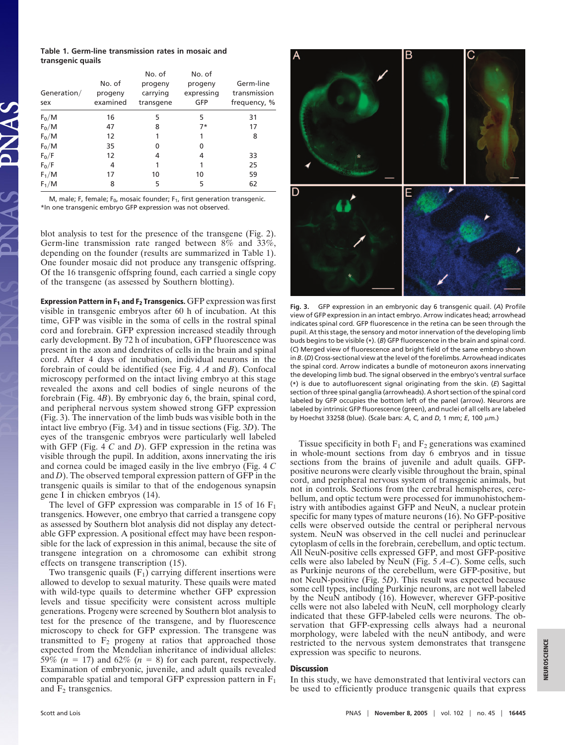**Table 1. Germ-line transmission rates in mosaic and transgenic quails**

| Generation/sex | No. of progeny examined | No. of progeny carrying transgene | No. of progeny expressing GFP | Germ-line transmission frequency, % |
|---|---|---|---|---|
| $F_0$/M | 16 | 5 | 5 | 31 |
| $F_0$/M | 47 | 8 | 7* | 17 |
| $F_0$/M | 12 | 1 | 1 | 8 |
| $F_0$/M | 35 | 0 | 0 | |
| $F_0$/F | 12 | 4 | 4 | 33 |
| $F_0$/F | 4 | 1 | 1 | 25 |
| $F_1$/M | 17 | 10 | 10 | 59 |
| $F_1$/M | 8 | 5 | 5 | 62 |

M, male; F, female; $F_0$, mosaic founder; $F_1$, first generation transgenic.
*In one transgenic embryo GFP expression was not observed.

blot analysis to test for the presence of the transgene (Fig. 2). Germ-line transmission rate ranged between 8% and 33%, depending on the founder (results are summarized in Table 1). One founder mosaic did not produce any transgenic offspring. Of the 16 transgenic offspring found, each carried a single copy of the transgene (as assessed by Southern blotting).

**Expression Pattern in $F_1$ and $F_2$ Transgenics.** GFP expression was first visible in transgenic embryos after 60 h of incubation. At this time, GFP was visible in the soma of cells in the rostral spinal cord and forebrain. GFP expression increased steadily through early development. By 72 h of incubation, GFP fluorescence was present in the axon and dendrites of cells in the brain and spinal cord. After 4 days of incubation, individual neurons in the forebrain of could be identified (see Fig. 4 *A* and *B*). Confocal microscopy performed on the intact living embryo at this stage revealed the axons and cell bodies of single neurons of the forebrain (Fig. 4*B*). By embryonic day 6, the brain, spinal cord, and peripheral nervous system showed strong GFP expression (Fig. 3). The innervation of the limb buds was visible both in the intact live embryo (Fig. 3*A*) and in tissue sections (Fig. 3*D*). The eyes of the transgenic embryos were particularly well labeled with GFP (Fig. 4 *C* and *D*). GFP expression in the retina was visible through the pupil. In addition, axons innervating the iris and cornea could be imaged easily in the live embryo (Fig. 4 *C* and *D*). The observed temporal expression pattern of GFP in the transgenic quails is similar to that of the endogenous synapsin gene I in chicken embryos (14).

The level of GFP expression was comparable in 15 of 16 $F_1$ transgenics. However, one embryo that carried a transgene copy as assessed by Southern blot analysis did not display any detectable GFP expression. A positional effect may have been responsible for the lack of expression in this animal, because the site of transgene integration on a chromosome can exhibit strong effects on transgene transcription (15).

Two transgenic quails ($F_1$) carrying different insertions were allowed to develop to sexual maturity. These quails were mated with wild-type quails to determine whether GFP expression levels and tissue specificity were consistent across multiple generations. Progeny were screened by Southern blot analysis to test for the presence of the transgene, and by fluorescence microscopy to check for GFP expression. The transgene was transmitted to $F_2$ progeny at ratios that approached those expected from the Mendelian inheritance of individual alleles: 59% ($n = 17$) and 62% ($n = 8$) for each parent, respectively. Examination of embryonic, juvenile, and adult quails revealed comparable spatial and temporal GFP expression pattern in $F_1$ and $F_2$ transgenics.

**Fig. 3.** GFP expression in an embryonic day 6 transgenic quail. (*A*) Profile view of GFP expression in an intact embryo. Arrow indicates head; arrowhead indicates spinal cord. GFP fluorescence in the retina can be seen through the pupil. At this stage, the sensory and motor innervation of the developing limb buds begins to be visible (*). (*B*) GFP fluorescence in the brain and spinal cord. (*C*) Merged view of fluorescence and bright field of the same embryo shown in *B*. (*D*) Cross-sectional view at the level of the forelimbs. Arrowhead indicates the spinal cord. Arrow indicates a bundle of motoneuron axons innervating the developing limb bud. The signal observed in the embryo's ventral surface (*) is due to autofluorescent signal originating from the skin. (*E*) Sagittal section of three spinal ganglia (arrowheads). A short section of the spinal cord labeled by GFP occupies the bottom left of the panel (arrow). Neurons are labeled by intrinsic GFP fluorescence (green), and nuclei of all cells are labeled by Hoechst 33258 (blue). (Scale bars: *A*, *C*, and *D*, 1 mm; *E*, 100 μm.)

Tissue specificity in both $F_1$ and $F_2$ generations was examined in whole-mount sections from day 6 embryos and in tissue sections from the brains of juvenile and adult quails. GFP-positive neurons were clearly visible throughout the brain, spinal cord, and peripheral nervous system of transgenic animals, but not in controls. Sections from the cerebral hemispheres, cerebellum, and optic tectum were processed for immunohistochemistry with antibodies against GFP and NeuN, a nuclear protein specific for many types of mature neurons (16). No GFP-positive cells were observed outside the central or peripheral nervous system. NeuN was observed in the cell nuclei and perinuclear cytoplasm of cells in the forebrain, cerebellum, and optic tectum. All NeuN-positive cells expressed GFP, and most GFP-positive cells were also labeled by NeuN (Fig. 5 *A*–*C*). Some cells, such as Purkinje neurons of the cerebellum, were GFP-positive, but not NeuN-positive (Fig. 5*D*). This result was expected because some cell types, including Purkinje neurons, are not well labeled by the NeuN antibody (16). However, wherever GFP-positive cells were not also labeled with NeuN, cell morphology clearly indicated that these GFP-labeled cells were neurons. The observation that GFP-expressing cells always had a neuronal morphology, were labeled with the neuN antibody, and were restricted to the nervous system demonstrates that transgene expression was specific to neurons.

## Discussion

In this study, we have demonstrated that lentiviral vectors can be used to efficiently produce transgenic quails that express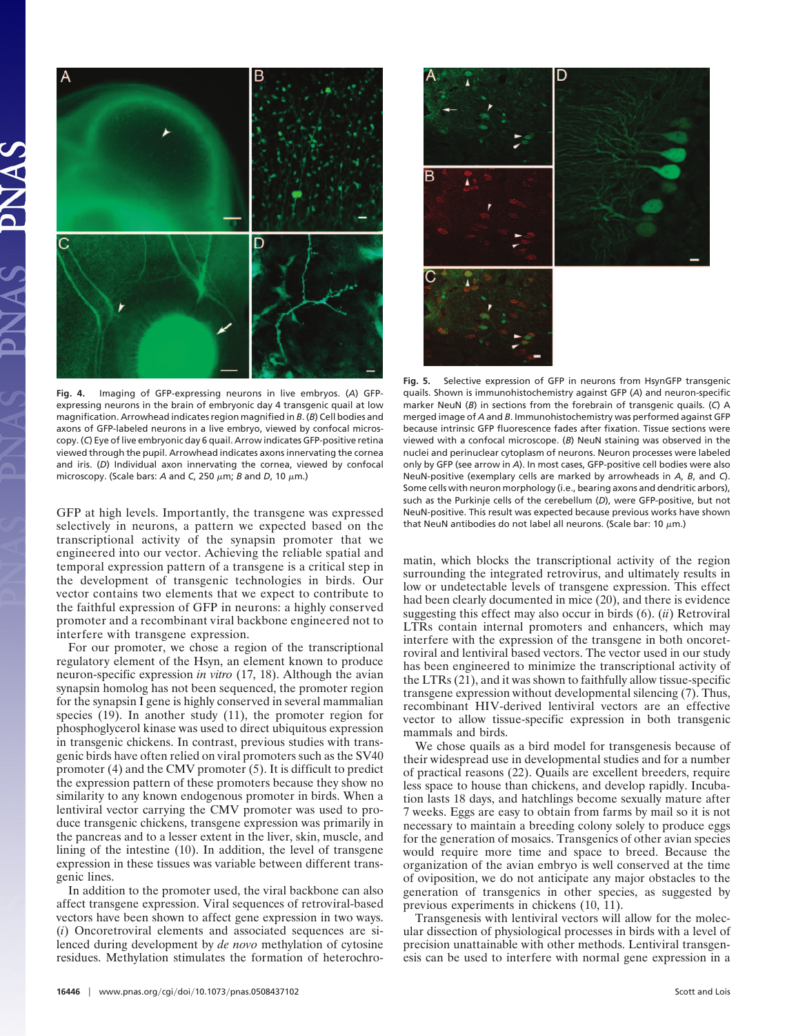Fig. 4. Imaging of GFP-expressing neurons in live embryos. (*A*) GFP-expressing neurons in the brain of embryonic day 4 transgenic quail at low magnification. Arrowhead indicates region magnified in *B*. (*B*) Cell bodies and axons of GFP-labeled neurons in a live embryo, viewed by confocal microscopy. (*C*) Eye of live embryonic day 6 quail. Arrow indicates GFP-positive retina viewed through the pupil. Arrowhead indicates axons innervating the cornea and iris. (*D*) Individual axon innervating the cornea, viewed by confocal microscopy. (Scale bars: *A* and *C*, 250 μm; *B* and *D*, 10 μm.)

Fig. 5. Selective expression of GFP in neurons from HsynGFP transgenic quails. Shown is immunohistochemistry against GFP (*A*) and neuron-specific marker NeuN (*B*) in sections from the forebrain of transgenic quails. (*C*) A merged image of *A* and *B*. Immunohistochemistry was performed against GFP because intrinsic GFP fluorescence fades after fixation. Tissue sections were viewed with a confocal microscope. (*B*) NeuN staining was observed in the nuclei and perinuclear cytoplasm of neurons. Neuron processes were labeled only by GFP (see arrow in *A*). In most cases, GFP-positive cell bodies were also NeuN-positive (exemplary cells are marked by arrowheads in *A*, *B*, and *C*). Some cells with neuron morphology (i.e., bearing axons and dendritic arbors), such as the Purkinje cells of the cerebellum (*D*), were GFP-positive, but not NeuN-positive. This result was expected because previous works have shown that NeuN antibodies do not label all neurons. (Scale bar: 10 μm.)

GFP at high levels. Importantly, the transgene was expressed selectively in neurons, a pattern we expected based on the transcriptional activity of the synapsin promoter that we engineered into our vector. Achieving the reliable spatial and temporal expression pattern of a transgene is a critical step in the development of transgenic technologies in birds. Our vector contains two elements that we expect to contribute to the faithful expression of GFP in neurons: a highly conserved promoter and a recombinant viral backbone engineered not to interfere with transgene expression.

For our promoter, we chose a region of the transcriptional regulatory element of the Hsyn, an element known to produce neuron-specific expression *in vitro* (17, 18). Although the avian synapsin homolog has not been sequenced, the promoter region for the synapsin I gene is highly conserved in several mammalian species (19). In another study (11), the promoter region for phosphoglycerol kinase was used to direct ubiquitous expression in transgenic chickens. In contrast, previous studies with transgenic birds have often relied on viral promoters such as the SV40 promoter (4) and the CMV promoter (5). It is difficult to predict the expression pattern of these promoters because they show no similarity to any known endogenous promoter in birds. When a lentiviral vector carrying the CMV promoter was used to produce transgenic chickens, transgene expression was primarily in the pancreas and to a lesser extent in the liver, skin, muscle, and lining of the intestine (10). In addition, the level of transgene expression in these tissues was variable between different transgenic lines.

In addition to the promoter used, the viral backbone can also affect transgene expression. Viral sequences of retroviral-based vectors have been shown to affect gene expression in two ways. (*i*) Oncoretroviral elements and associated sequences are silenced during development by *de novo* methylation of cytosine residues. Methylation stimulates the formation of heterochromatin, which blocks the transcriptional activity of the region surrounding the integrated retrovirus, and ultimately results in low or undetectable levels of transgene expression. This effect had been clearly documented in mice (20), and there is evidence suggesting this effect may also occur in birds (6). (*ii*) Retroviral LTRs contain internal promoters and enhancers, which may interfere with the expression of the transgene in both oncoretroviral and lentiviral based vectors. The vector used in our study has been engineered to minimize the transcriptional activity of the LTRs (21), and it was shown to faithfully allow tissue-specific transgene expression without developmental silencing (7). Thus, recombinant HIV-derived lentiviral vectors are an effective vector to allow tissue-specific expression in both transgenic mammals and birds.

We chose quails as a bird model for transgenesis because of their widespread use in developmental studies and for a number of practical reasons (22). Quails are excellent breeders, require less space to house than chickens, and develop rapidly. Incubation lasts 18 days, and hatchlings become sexually mature after 7 weeks. Eggs are easy to obtain from farms by mail so it is not necessary to maintain a breeding colony solely to produce eggs for the generation of mosaics. Transgenics of other avian species would require more time and space to breed. Because the organization of the avian embryo is well conserved at the time of oviposition, we do not anticipate any major obstacles to the generation of transgenics in other species, as suggested by previous experiments in chickens (10, 11).

Transgenesis with lentiviral vectors will allow for the molecular dissection of physiological processes in birds with a level of precision unattainable with other methods. Lentiviral transgenesis can be used to interfere with normal gene expression in a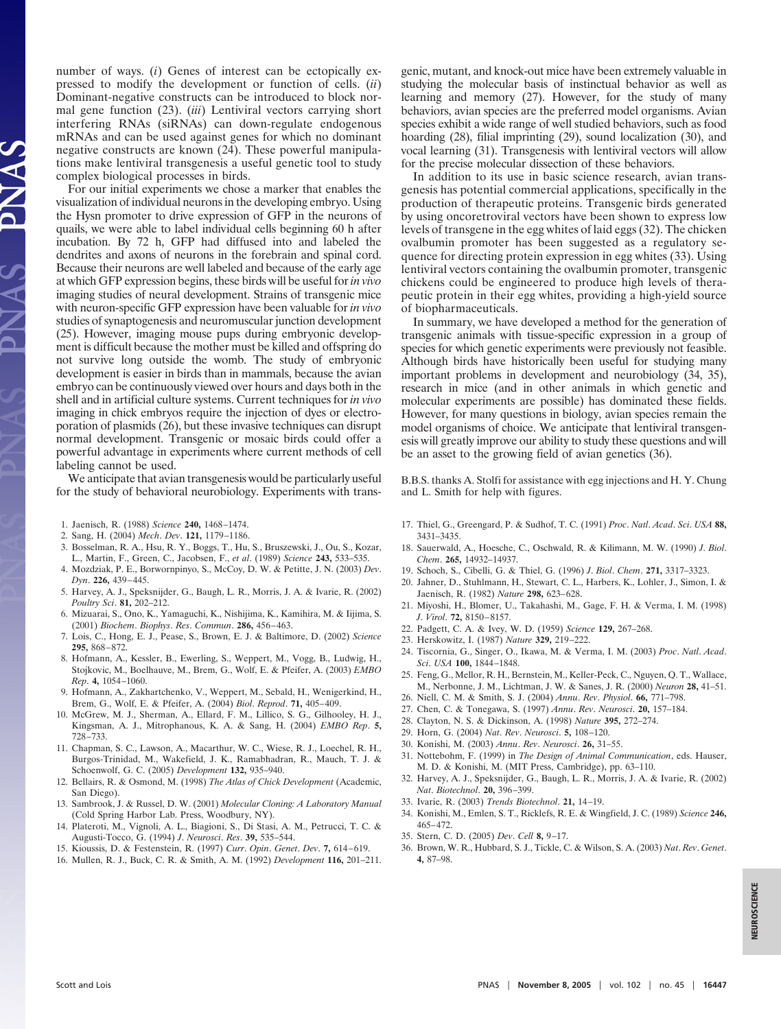number of ways. (*i*) Genes of interest can be ectopically expressed to modify the development or function of cells. (*ii*) Dominant-negative constructs can be introduced to block normal gene function (23). (*iii*) Lentiviral vectors carrying short interfering RNAs (siRNAs) can down-regulate endogenous mRNAs and can be used against genes for which no dominant negative constructs are known (24). These powerful manipulations make lentiviral transgenesis a useful genetic tool to study complex biological processes in birds.

For our initial experiments we chose a marker that enables the visualization of individual neurons in the developing embryo. Using the Hysn promoter to drive expression of GFP in the neurons of quails, we were able to label individual cells beginning 60 h after incubation. By 72 h, GFP had diffused into and labeled the dendrites and axons of neurons in the forebrain and spinal cord. Because their neurons are well labeled and because of the early age at which GFP expression begins, these birds will be useful for *in vivo* imaging studies of neural development. Strains of transgenic mice with neuron-specific GFP expression have been valuable for *in vivo* studies of synaptogenesis and neuromuscular junction development (25). However, imaging mouse pups during embryonic development is difficult because the mother must be killed and offspring do not survive long outside the womb. The study of embryonic development is easier in birds than in mammals, because the avian embryo can be continuously viewed over hours and days both in the shell and in artificial culture systems. Current techniques for *in vivo* imaging in chick embryos require the injection of dyes or electroporation of plasmids (26), but these invasive techniques can disrupt normal development. Transgenic or mosaic birds could offer a powerful advantage in experiments where current methods of cell labeling cannot be used.

We anticipate that avian transgenesis would be particularly useful for the study of behavioral neurobiology. Experiments with transgenic, mutant, and knock-out mice have been extremely valuable in studying the molecular basis of instinctual behavior as well as learning and memory (27). However, for the study of many behaviors, avian species are the preferred model organisms. Avian species exhibit a wide range of well studied behaviors, such as food hoarding (28), filial imprinting (29), sound localization (30), and vocal learning (31). Transgenesis with lentiviral vectors will allow for the precise molecular dissection of these behaviors.

In addition to its use in basic science research, avian transgenesis has potential commercial applications, specifically in the production of therapeutic proteins. Transgenic birds generated by using oncoretroviral vectors have been shown to express low levels of transgene in the egg whites of laid eggs (32). The chicken ovalbumin promoter has been suggested as a regulatory sequence for directing protein expression in egg whites (33). Using lentiviral vectors containing the ovalbumin promoter, transgenic chickens could be engineered to produce high levels of therapeutic protein in their egg whites, providing a high-yield source of biopharmaceuticals.

In summary, we have developed a method for the generation of transgenic animals with tissue-specific expression in a group of species for which genetic experiments were previously not feasible. Although birds have historically been useful for studying many important problems in development and neurobiology (34, 35), research in mice (and in other animals in which genetic and molecular experiments are possible) has dominated these fields. However, for many questions in biology, avian species remain the model organisms of choice. We anticipate that lentiviral transgenesis will greatly improve our ability to study these questions and will be an asset to the growing field of avian genetics (36).

B.B.S. thanks A. Stolfi for assistance with egg injections and H. Y. Chung and L. Smith for help with figures.

1. Jaenisch, R. (1988) *Science* **240,** 1468–1474.
2. Sang, H. (2004) *Mech. Dev.* **121,** 1179–1186.
3. Bosselman, R. A., Hsu, R. Y., Boggs, T., Hu, S., Bruszewski, J., Ou, S., Kozar, L., Martin, F., Green, C., Jacobsen, F., *et al.* (1989) *Science* **243,** 533–535.
4. Mozdziak, P. E., Borwornpinyo, S., McCoy, D. W. & Petitte, J. N. (2003) *Dev. Dyn.* **226,** 439–445.
5. Harvey, A. J., Speksnijder, G., Baugh, L. R., Morris, J. A. & Ivarie, R. (2002) *Poultry Sci.* **81,** 202–212.
6. Mizuarai, S., Ono, K., Yamaguchi, K., Nishijima, K., Kamihira, M. & Iijima, S. (2001) *Biochem. Biophys. Res. Commun.* **286,** 456–463.
7. Lois, C., Hong, E. J., Pease, S., Brown, E. J. & Baltimore, D. (2002) *Science* **295,** 868–872.
8. Hofmann, A., Kessler, B., Ewerling, S., Weppert, M., Vogg, B., Ludwig, H., Stojkovic, M., Boelhauve, M., Brem, G., Wolf, E. & Pfeifer, A. (2003) *EMBO Rep.* **4,** 1054–1060.
9. Hofmann, A., Zakhartchenko, V., Weppert, M., Sebald, H., Wenigerkind, H., Brem, G., Wolf, E. & Pfeifer, A. (2004) *Biol. Reprod.* **71,** 405–409.
10. McGrew, M. J., Sherman, A., Ellard, F. M., Lillico, S. G., Gilhooley, H. J., Kingsman, A. J., Mitrophanous, K. A. & Sang, H. (2004) *EMBO Rep.* **5,** 728–733.
11. Chapman, S. C., Lawson, A., Macarthur, W. C., Wiese, R. J., Loechel, R. H., Burgos-Trinidad, M., Wakefield, J. K., Ramabhadran, R., Mauch, T. J. & Schoenwolf, G. C. (2005) *Development* **132,** 935–940.
12. Bellairs, R. & Osmond, M. (1998) *The Atlas of Chick Development* (Academic, San Diego).
13. Sambrook, J. & Russel, D. W. (2001) *Molecular Cloning: A Laboratory Manual* (Cold Spring Harbor Lab. Press, Woodbury, NY).
14. Plateroti, M., Vignoli, A. L., Biagioni, S., Di Stasi, A. M., Petrucci, T. C. & Augusti-Tocco, G. (1994) *J. Neurosci. Res.* **39,** 535–544.
15. Kioussis, D. & Festenstein, R. (1997) *Curr. Opin. Genet. Dev.* **7,** 614–619.
16. Mullen, R. J., Buck, C. R. & Smith, A. M. (1992) *Development* **116,** 201–211.
17. Thiel, G., Greengard, P. & Sudhof, T. C. (1991) *Proc. Natl. Acad. Sci. USA* **88,** 3431–3435.
18. Sauerwald, A., Hoesche, C., Oschwald, R. & Kilimann, M. W. (1990) *J. Biol. Chem.* **265,** 14932–14937.
19. Schoch, S., Cibelli, G. & Thiel, G. (1996) *J. Biol. Chem.* **271,** 3317–3323.
20. Jahner, D., Stuhlmann, H., Stewart, C. L., Harbers, K., Lohler, J., Simon, I. & Jaenisch, R. (1982) *Nature* **298,** 623–628.
21. Miyoshi, H., Blomer, U., Takahashi, M., Gage, F. H. & Verma, I. M. (1998) *J. Virol.* **72,** 8150–8157.
22. Padgett, C. A. & Ivey, W. D. (1959) *Science* **129,** 267–268.
23. Herskowitz, I. (1987) *Nature* **329,** 219–222.
24. Tiscornia, G., Singer, O., Ikawa, M. & Verma, I. M. (2003) *Proc. Natl. Acad. Sci. USA* **100,** 1844–1848.
25. Feng, G., Mellor, R. H., Bernstein, M., Keller-Peck, C., Nguyen, Q. T., Wallace, M., Nerbonne, J. M., Lichtman, J. W. & Sanes, J. R. (2000) *Neuron* **28,** 41–51.
26. Niell, C. M. & Smith, S. J. (2004) *Annu. Rev. Physiol.* **66,** 771–798.
27. Chen, C. & Tonegawa, S. (1997) *Annu. Rev. Neurosci.* **20,** 157–184.
28. Clayton, N. S. & Dickinson, A. (1998) *Nature* **395,** 272–274.
29. Horn, G. (2004) *Nat. Rev. Neurosci.* **5,** 108–120.
30. Konishi, M. (2003) *Annu. Rev. Neurosci.* **26,** 31–55.
31. Nottebohm, F. (1999) in *The Design of Animal Communication*, eds. Hauser, M. D. & Konishi, M. (MIT Press, Cambridge), pp. 63–110.
32. Harvey, A. J., Speksnijder, G., Baugh, L. R., Morris, J. A. & Ivarie, R. (2002) *Nat. Biotechnol.* **20,** 396–399.
33. Ivarie, R. (2003) *Trends Biotechnol.* **21,** 14–19.
34. Konishi, M., Emlen, S. T., Ricklefs, R. E. & Wingfield, J. C. (1989) *Science* **246,** 465–472.
35. Stern, C. D. (2005) *Dev. Cell* **8,** 9–17.
36. Brown, W. R., Hubbard, S. J., Tickle, C. & Wilson, S. A. (2003) *Nat. Rev. Genet.* **4,** 87–98.